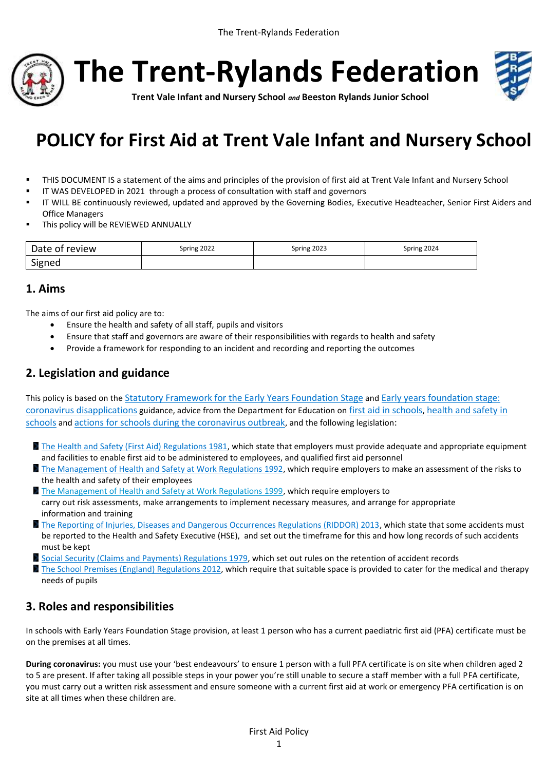# The Trent-Rylands Federation

**Trent Vale Infant and Nursery School *and* Beeston Rylands Junior School**

# POLICY for First Aid at Trent Vale Infant and Nursery School

- THIS DOCUMENT IS a statement of the aims and principles of the provision of first aid at Trent Vale Infant and Nursery School
- IT WAS DEVELOPED in 2021 through a process of consultation with staff and governors
- IT WILL BE continuously reviewed, updated and approved by the Governing Bodies, Executive Headteacher, Senior First Aiders and Office Managers
- This policy will be REVIEWED ANNUALLY

| Date of review | Spring 2022 | Spring 2023 | Spring 2024 |
|---|---|---|---|
| Signed | | | |

## 1. Aims

The aims of our first aid policy are to:

- Ensure the health and safety of all staff, pupils and visitors
- Ensure that staff and governors are aware of their responsibilities with regards to health and safety
- Provide a framework for responding to an incident and recording and reporting the outcomes

## 2. Legislation and guidance

This policy is based on the Statutory Framework for the Early Years Foundation Stage and Early years foundation stage: coronavirus disapplications guidance, advice from the Department for Education on first aid in schools, health and safety in schools and actions for schools during the coronavirus outbreak, and the following legislation:

- The Health and Safety (First Aid) Regulations 1981, which state that employers must provide adequate and appropriate equipment and facilities to enable first aid to be administered to employees, and qualified first aid personnel
- The Management of Health and Safety at Work Regulations 1992, which require employers to make an assessment of the risks to the health and safety of their employees
- The Management of Health and Safety at Work Regulations 1999, which require employers to carry out risk assessments, make arrangements to implement necessary measures, and arrange for appropriate information and training
- The Reporting of Injuries, Diseases and Dangerous Occurrences Regulations (RIDDOR) 2013, which state that some accidents must be reported to the Health and Safety Executive (HSE), and set out the timeframe for this and how long records of such accidents must be kept
- Social Security (Claims and Payments) Regulations 1979, which set out rules on the retention of accident records
- The School Premises (England) Regulations 2012, which require that suitable space is provided to cater for the medical and therapy needs of pupils

## 3. Roles and responsibilities

In schools with Early Years Foundation Stage provision, at least 1 person who has a current paediatric first aid (PFA) certificate must be on the premises at all times.

**During coronavirus:** you must use your 'best endeavours' to ensure 1 person with a full PFA certificate is on site when children aged 2 to 5 are present. If after taking all possible steps in your power you're still unable to secure a staff member with a full PFA certificate, you must carry out a written risk assessment and ensure someone with a current first aid at work or emergency PFA certification is on site at all times when these children are.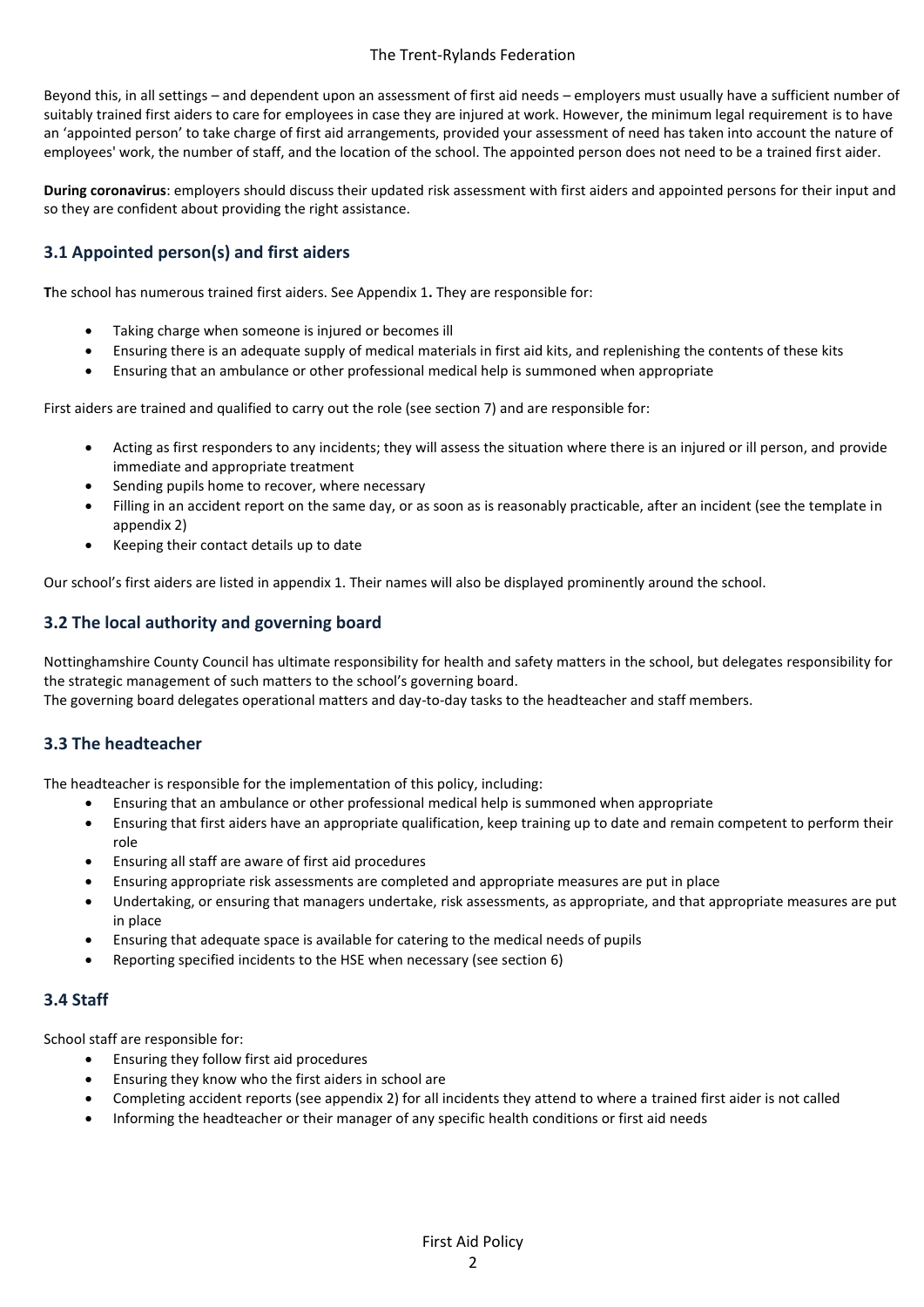Beyond this, in all settings – and dependent upon an assessment of first aid needs – employers must usually have a sufficient number of suitably trained first aiders to care for employees in case they are injured at work. However, the minimum legal requirement is to have an 'appointed person' to take charge of first aid arrangements, provided your assessment of need has taken into account the nature of employees' work, the number of staff, and the location of the school. The appointed person does not need to be a trained first aider.

**During coronavirus**: employers should discuss their updated risk assessment with first aiders and appointed persons for their input and so they are confident about providing the right assistance.

## 3.1 Appointed person(s) and first aiders

**T**he school has numerous trained first aiders. See Appendix 1**.** They are responsible for:

- Taking charge when someone is injured or becomes ill
- Ensuring there is an adequate supply of medical materials in first aid kits, and replenishing the contents of these kits
- Ensuring that an ambulance or other professional medical help is summoned when appropriate

First aiders are trained and qualified to carry out the role (see section 7) and are responsible for:

- Acting as first responders to any incidents; they will assess the situation where there is an injured or ill person, and provide immediate and appropriate treatment
- Sending pupils home to recover, where necessary
- Filling in an accident report on the same day, or as soon as is reasonably practicable, after an incident (see the template in appendix 2)
- Keeping their contact details up to date

Our school's first aiders are listed in appendix 1. Their names will also be displayed prominently around the school.

## 3.2 The local authority and governing board

Nottinghamshire County Council has ultimate responsibility for health and safety matters in the school, but delegates responsibility for the strategic management of such matters to the school's governing board.
The governing board delegates operational matters and day-to-day tasks to the headteacher and staff members.

## 3.3 The headteacher

The headteacher is responsible for the implementation of this policy, including:

- Ensuring that an ambulance or other professional medical help is summoned when appropriate
- Ensuring that first aiders have an appropriate qualification, keep training up to date and remain competent to perform their role
- Ensuring all staff are aware of first aid procedures
- Ensuring appropriate risk assessments are completed and appropriate measures are put in place
- Undertaking, or ensuring that managers undertake, risk assessments, as appropriate, and that appropriate measures are put in place
- Ensuring that adequate space is available for catering to the medical needs of pupils
- Reporting specified incidents to the HSE when necessary (see section 6)

## 3.4 Staff

School staff are responsible for:

- Ensuring they follow first aid procedures
- Ensuring they know who the first aiders in school are
- Completing accident reports (see appendix 2) for all incidents they attend to where a trained first aider is not called
- Informing the headteacher or their manager of any specific health conditions or first aid needs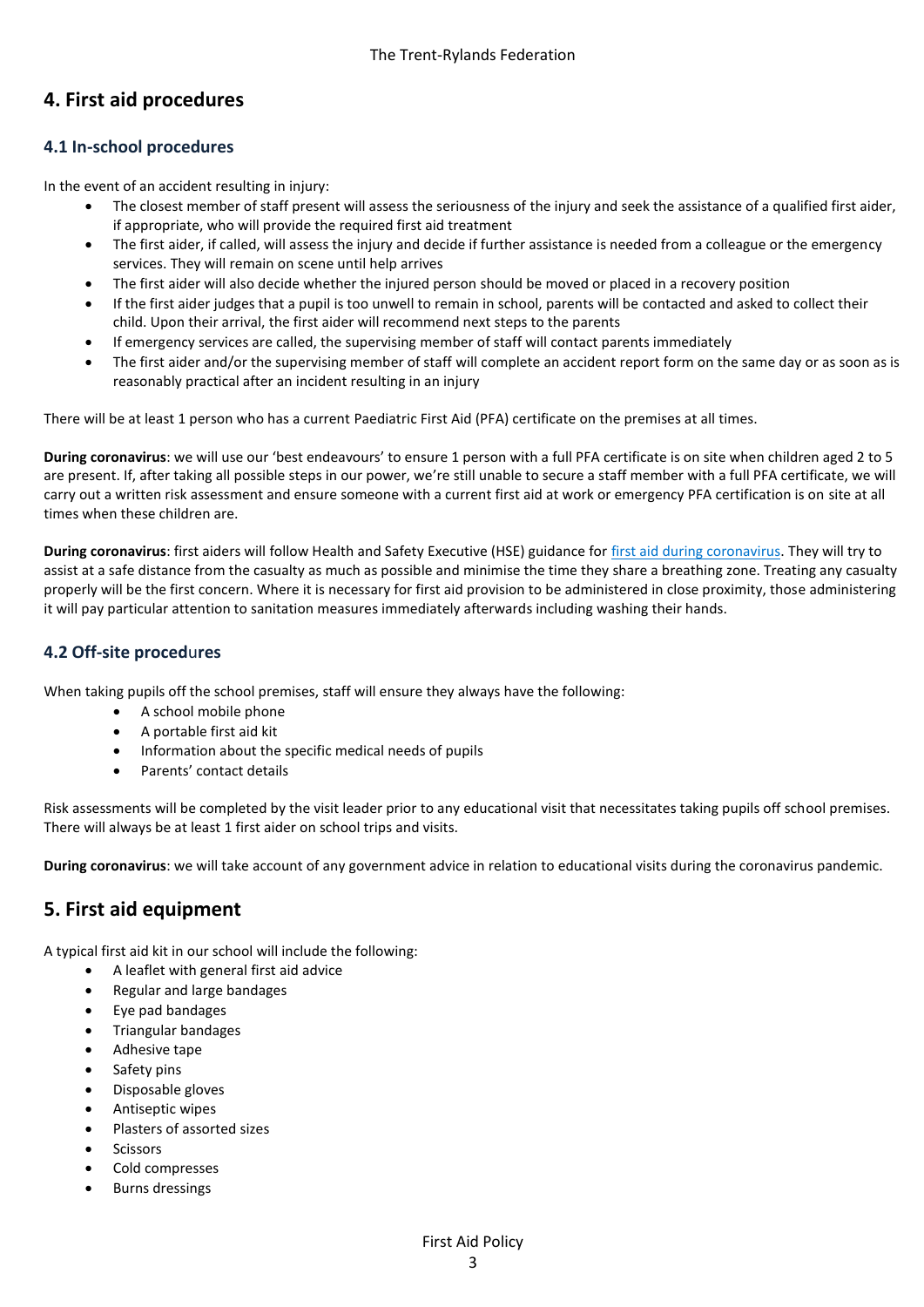## 4. First aid procedures

### 4.1 In-school procedures

In the event of an accident resulting in injury:

- The closest member of staff present will assess the seriousness of the injury and seek the assistance of a qualified first aider, if appropriate, who will provide the required first aid treatment
- The first aider, if called, will assess the injury and decide if further assistance is needed from a colleague or the emergency services. They will remain on scene until help arrives
- The first aider will also decide whether the injured person should be moved or placed in a recovery position
- If the first aider judges that a pupil is too unwell to remain in school, parents will be contacted and asked to collect their child. Upon their arrival, the first aider will recommend next steps to the parents
- If emergency services are called, the supervising member of staff will contact parents immediately
- The first aider and/or the supervising member of staff will complete an accident report form on the same day or as soon as is reasonably practical after an incident resulting in an injury

There will be at least 1 person who has a current Paediatric First Aid (PFA) certificate on the premises at all times.

**During coronavirus**: we will use our 'best endeavours' to ensure 1 person with a full PFA certificate is on site when children aged 2 to 5 are present. If, after taking all possible steps in our power, we're still unable to secure a staff member with a full PFA certificate, we will carry out a written risk assessment and ensure someone with a current first aid at work or emergency PFA certification is on site at all times when these children are.

**During coronavirus**: first aiders will follow Health and Safety Executive (HSE) guidance for first aid during coronavirus. They will try to assist at a safe distance from the casualty as much as possible and minimise the time they share a breathing zone. Treating any casualty properly will be the first concern. Where it is necessary for first aid provision to be administered in close proximity, those administering it will pay particular attention to sanitation measures immediately afterwards including washing their hands.

### 4.2 Off-site procedures

When taking pupils off the school premises, staff will ensure they always have the following:

- A school mobile phone
- A portable first aid kit
- Information about the specific medical needs of pupils
- Parents' contact details

Risk assessments will be completed by the visit leader prior to any educational visit that necessitates taking pupils off school premises. There will always be at least 1 first aider on school trips and visits.

**During coronavirus**: we will take account of any government advice in relation to educational visits during the coronavirus pandemic.

## 5. First aid equipment

A typical first aid kit in our school will include the following:

- A leaflet with general first aid advice
- Regular and large bandages
- Eye pad bandages
- Triangular bandages
- Adhesive tape
- Safety pins
- Disposable gloves
- Antiseptic wipes
- Plasters of assorted sizes
- Scissors
- Cold compresses
- Burns dressings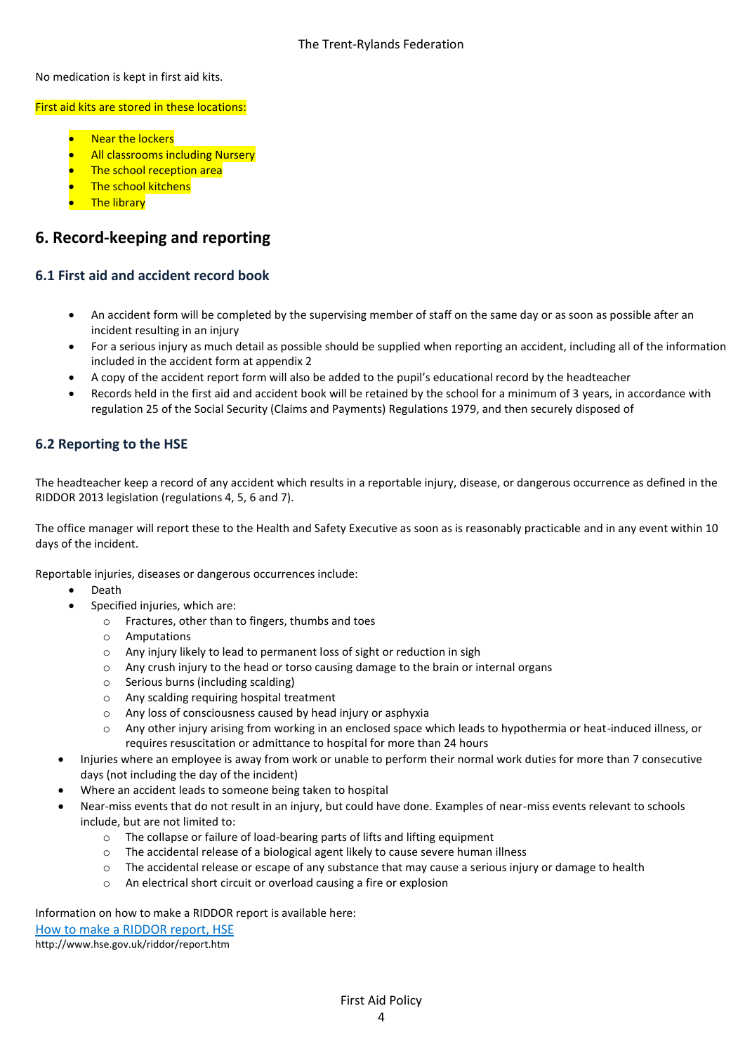No medication is kept in first aid kits.

First aid kits are stored in these locations:

- Near the lockers
- All classrooms including Nursery
- The school reception area
- The school kitchens
- The library

## 6. Record-keeping and reporting

### 6.1 First aid and accident record book

- An accident form will be completed by the supervising member of staff on the same day or as soon as possible after an incident resulting in an injury
- For a serious injury as much detail as possible should be supplied when reporting an accident, including all of the information included in the accident form at appendix 2
- A copy of the accident report form will also be added to the pupil's educational record by the headteacher
- Records held in the first aid and accident book will be retained by the school for a minimum of 3 years, in accordance with regulation 25 of the Social Security (Claims and Payments) Regulations 1979, and then securely disposed of

### 6.2 Reporting to the HSE

The headteacher keep a record of any accident which results in a reportable injury, disease, or dangerous occurrence as defined in the RIDDOR 2013 legislation (regulations 4, 5, 6 and 7).

The office manager will report these to the Health and Safety Executive as soon as is reasonably practicable and in any event within 10 days of the incident.

Reportable injuries, diseases or dangerous occurrences include:

- Death
- Specified injuries, which are:
  - Fractures, other than to fingers, thumbs and toes
  - Amputations
  - Any injury likely to lead to permanent loss of sight or reduction in sigh
  - Any crush injury to the head or torso causing damage to the brain or internal organs
  - Serious burns (including scalding)
  - Any scalding requiring hospital treatment
  - Any loss of consciousness caused by head injury or asphyxia
  - Any other injury arising from working in an enclosed space which leads to hypothermia or heat-induced illness, or requires resuscitation or admittance to hospital for more than 24 hours
- Injuries where an employee is away from work or unable to perform their normal work duties for more than 7 consecutive days (not including the day of the incident)
- Where an accident leads to someone being taken to hospital
- Near-miss events that do not result in an injury, but could have done. Examples of near-miss events relevant to schools include, but are not limited to:
  - The collapse or failure of load-bearing parts of lifts and lifting equipment
  - The accidental release of a biological agent likely to cause severe human illness
  - The accidental release or escape of any substance that may cause a serious injury or damage to health
  - An electrical short circuit or overload causing a fire or explosion

Information on how to make a RIDDOR report is available here:

[How to make a RIDDOR report, HSE](http://www.hse.gov.uk/riddor/report.htm)

http://www.hse.gov.uk/riddor/report.htm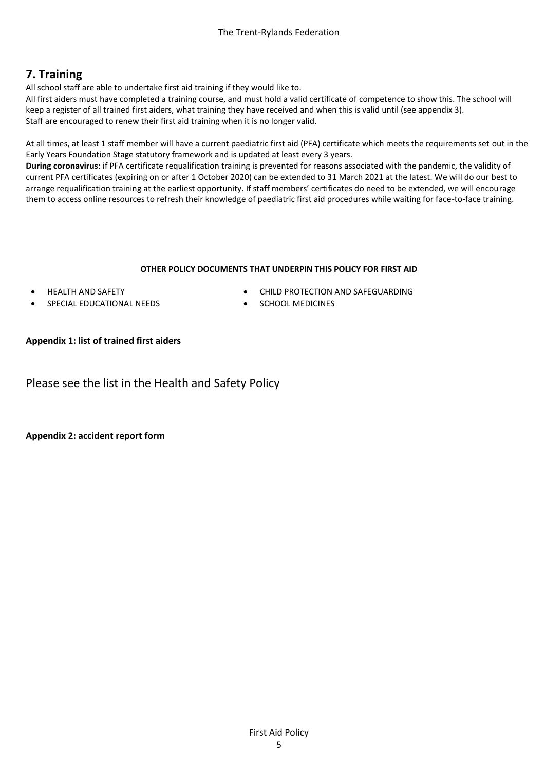## 7. Training

All school staff are able to undertake first aid training if they would like to.
All first aiders must have completed a training course, and must hold a valid certificate of competence to show this. The school will keep a register of all trained first aiders, what training they have received and when this is valid until (see appendix 3).
Staff are encouraged to renew their first aid training when it is no longer valid.

At all times, at least 1 staff member will have a current paediatric first aid (PFA) certificate which meets the requirements set out in the Early Years Foundation Stage statutory framework and is updated at least every 3 years.
**During coronavirus**: if PFA certificate requalification training is prevented for reasons associated with the pandemic, the validity of current PFA certificates (expiring on or after 1 October 2020) can be extended to 31 March 2021 at the latest. We will do our best to arrange requalification training at the earliest opportunity. If staff members' certificates do need to be extended, we will encourage them to access online resources to refresh their knowledge of paediatric first aid procedures while waiting for face-to-face training.

**OTHER POLICY DOCUMENTS THAT UNDERPIN THIS POLICY FOR FIRST AID**

- HEALTH AND SAFETY
- SPECIAL EDUCATIONAL NEEDS
- CHILD PROTECTION AND SAFEGUARDING
- SCHOOL MEDICINES

**Appendix 1: list of trained first aiders**

Please see the list in the Health and Safety Policy

**Appendix 2: accident report form**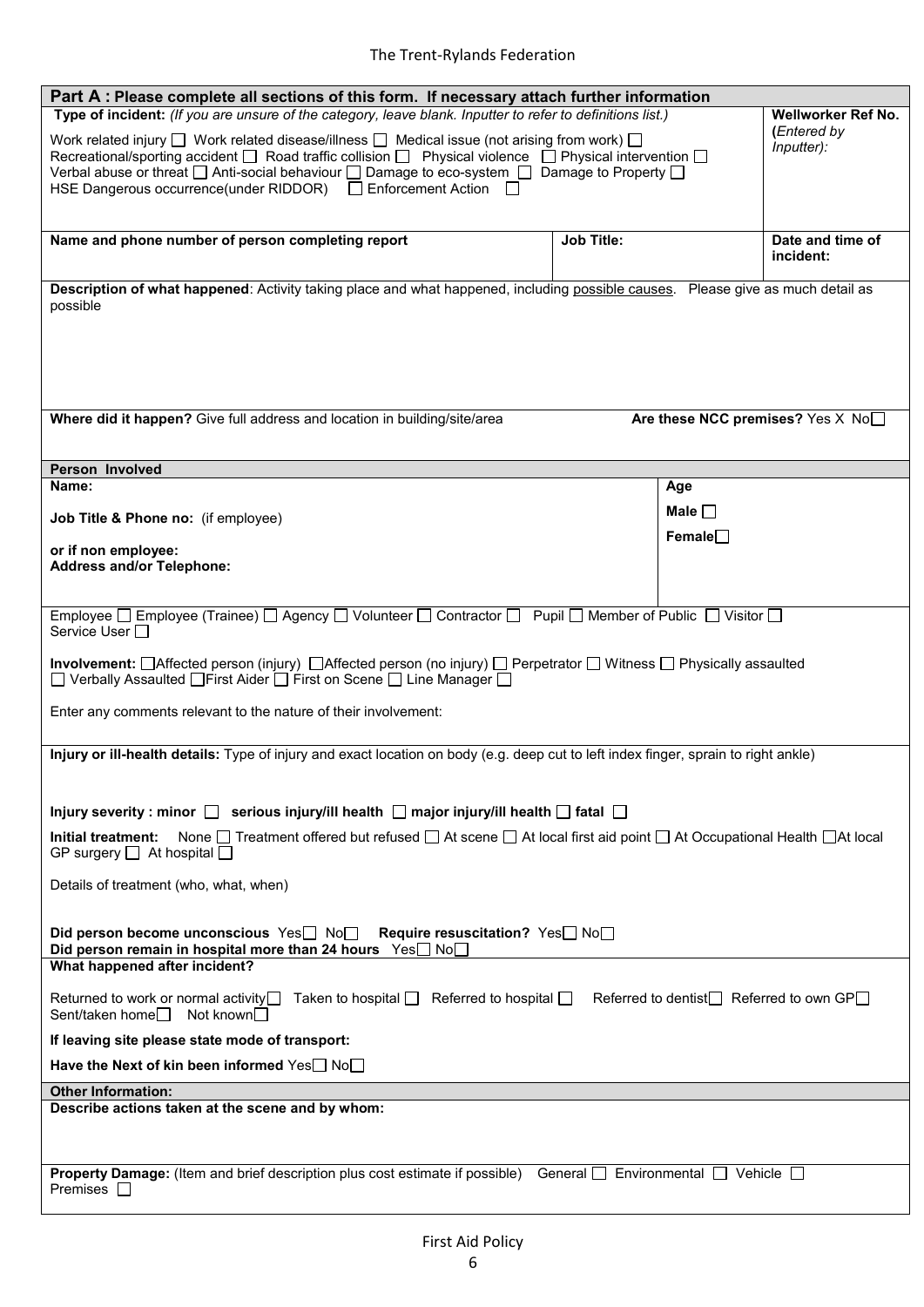## Part A : Please complete all sections of this form. If necessary attach further information

**Type of incident:** *(If you are unsure of the category, leave blank. Inputter to refer to definitions list.)*

Work related injury ☐ Work related disease/illness ☐ Medical issue (not arising from work) ☐
Recreational/sporting accident ☐ Road traffic collision ☐ Physical violence ☐ Physical intervention ☐
Verbal abuse or threat ☐ Anti-social behaviour ☐ Damage to eco-system ☐ Damage to Property ☐
HSE Dangerous occurrence(under RIDDOR) ☐ Enforcement Action ☐

**Wellworker Ref No. (***Entered by Inputter***):**

| Name and phone number of person completing report | Job Title: | Date and time of incident: |
|---|---|---|
| | | |

**Description of what happened**: Activity taking place and what happened, including possible causes. Please give as much detail as possible

**Where did it happen?** Give full address and location in building/site/area

**Are these NCC premises?** Yes X No☐

### Person Involved

**Name:**

**Job Title & Phone no:** (if employee)

**or if non employee:**
**Address and/or Telephone:**

**Age**

**Male** ☐

**Female**☐

Employee ☐ Employee (Trainee) ☐ Agency ☐ Volunteer ☐ Contractor ☐ Pupil ☐ Member of Public ☐ Visitor ☐
Service User ☐

**Involvement:** ☐Affected person (injury) ☐Affected person (no injury) ☐ Perpetrator ☐ Witness ☐ Physically assaulted
☐ Verbally Assaulted ☐First Aider ☐ First on Scene ☐ Line Manager ☐

Enter any comments relevant to the nature of their involvement:

**Injury or ill-health details:** Type of injury and exact location on body (e.g. deep cut to left index finger, sprain to right ankle)

**Injury severity : minor** ☐ **serious injury/ill health** ☐ **major injury/ill health** ☐ **fatal** ☐

**Initial treatment:** None ☐ Treatment offered but refused ☐ At scene ☐ At local first aid point ☐ At Occupational Health ☐At local GP surgery ☐ At hospital ☐

Details of treatment (who, what, when)

**Did person become unconscious** Yes☐ No☐ **Require resuscitation?** Yes☐ No☐
**Did person remain in hospital more than 24 hours** Yes☐ No☐

**What happened after incident?**

Returned to work or normal activity☐ Taken to hospital ☐ Referred to hospital ☐ Referred to dentist☐ Referred to own GP☐
Sent/taken home☐ Not known☐

**If leaving site please state mode of transport:**

**Have the Next of kin been informed** Yes☐ No☐

### Other Information:

**Describe actions taken at the scene and by whom:**

**Property Damage:** (Item and brief description plus cost estimate if possible) General ☐ Environmental ☐ Vehicle ☐
Premises ☐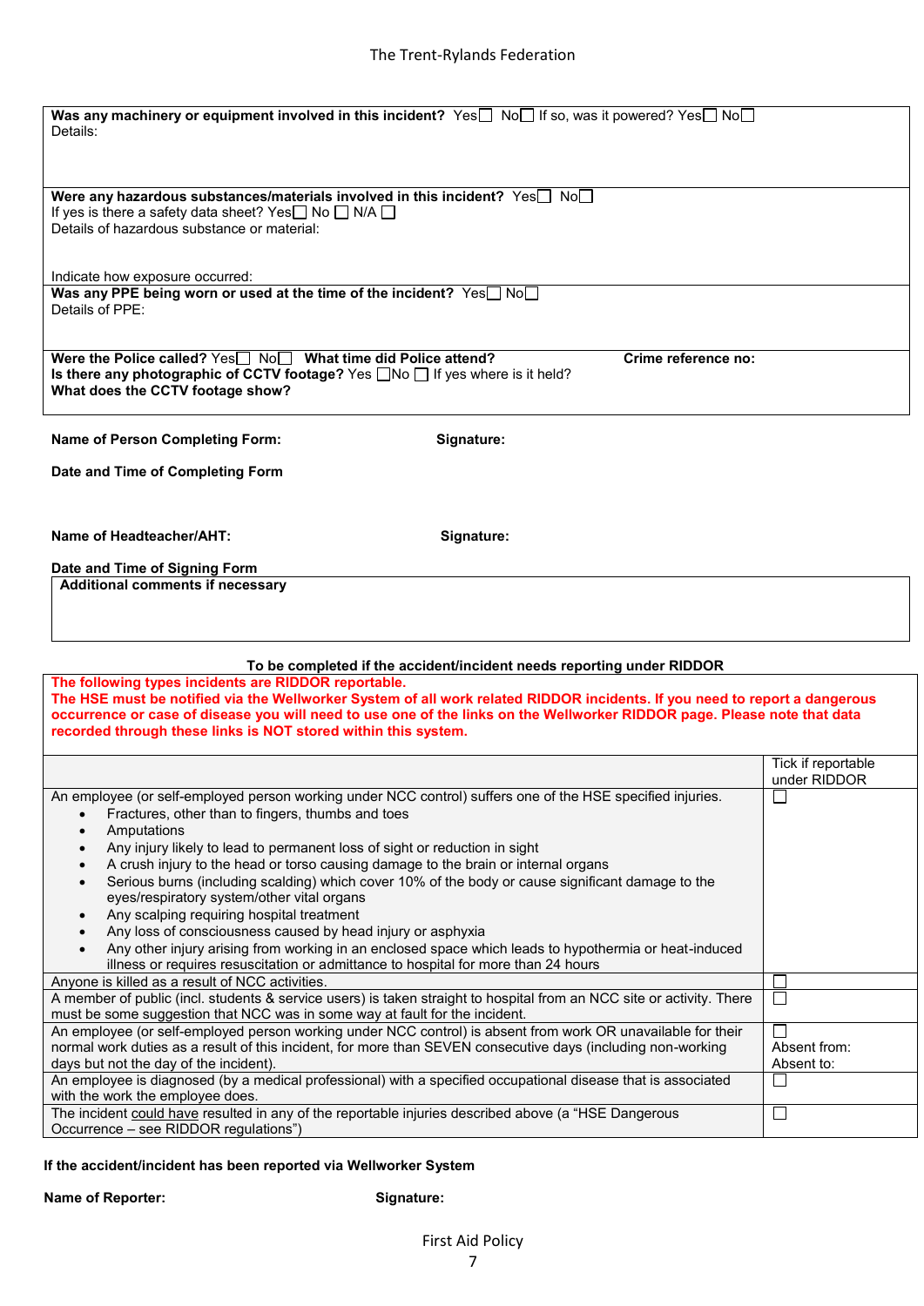**Was any machinery or equipment involved in this incident?** Yes ☐ No ☐ If so, was it powered? Yes ☐ No ☐
Details:

**Were any hazardous substances/materials involved in this incident?** Yes ☐ No ☐
If yes is there a safety data sheet? Yes ☐ No ☐ N/A ☐
Details of hazardous substance or material:

Indicate how exposure occurred:

**Was any PPE being worn or used at the time of the incident?** Yes ☐ No ☐
Details of PPE:

**Were the Police called?** Yes ☐ No ☐ **What time did Police attend?** **Crime reference no:**
**Is there any photographic of CCTV footage?** Yes ☐No ☐ If yes where is it held?
**What does the CCTV footage show?**

**Name of Person Completing Form:** **Signature:**

**Date and Time of Completing Form**

**Name of Headteacher/AHT:** **Signature:**

**Date and Time of Signing Form**

**Additional comments if necessary**

**To be completed if the accident/incident needs reporting under RIDDOR**

**The following types incidents are RIDDOR reportable.**
**The HSE must be notified via the Wellworker System of all work related RIDDOR incidents. If you need to report a dangerous occurrence or case of disease you will need to use one of the links on the Wellworker RIDDOR page. Please note that data recorded through these links is NOT stored within this system.**

| | Tick if reportable under RIDDOR |
|---|---|
| An employee (or self-employed person working under NCC control) suffers one of the HSE specified injuries.<br>• Fractures, other than to fingers, thumbs and toes<br>• Amputations<br>• Any injury likely to lead to permanent loss of sight or reduction in sight<br>• A crush injury to the head or torso causing damage to the brain or internal organs<br>• Serious burns (including scalding) which cover 10% of the body or cause significant damage to the eyes/respiratory system/other vital organs<br>• Any scalping requiring hospital treatment<br>• Any loss of consciousness caused by head injury or asphyxia<br>• Any other injury arising from working in an enclosed space which leads to hypothermia or heat-induced illness or requires resuscitation or admittance to hospital for more than 24 hours | ☐ |
| Anyone is killed as a result of NCC activities. | ☐ |
| A member of public (incl. students & service users) is taken straight to hospital from an NCC site or activity. There must be some suggestion that NCC was in some way at fault for the incident. | ☐ |
| An employee (or self-employed person working under NCC control) is absent from work OR unavailable for their normal work duties as a result of this incident, for more than SEVEN consecutive days (including non-working days but not the day of the incident). | ☐<br>Absent from:<br>Absent to: |
| An employee is diagnosed (by a medical professional) with a specified occupational disease that is associated with the work the employee does. | ☐ |
| The incident could have resulted in any of the reportable injuries described above (a "HSE Dangerous Occurrence – see RIDDOR regulations") | ☐ |

**If the accident/incident has been reported via Wellworker System**

**Name of Reporter:** **Signature:**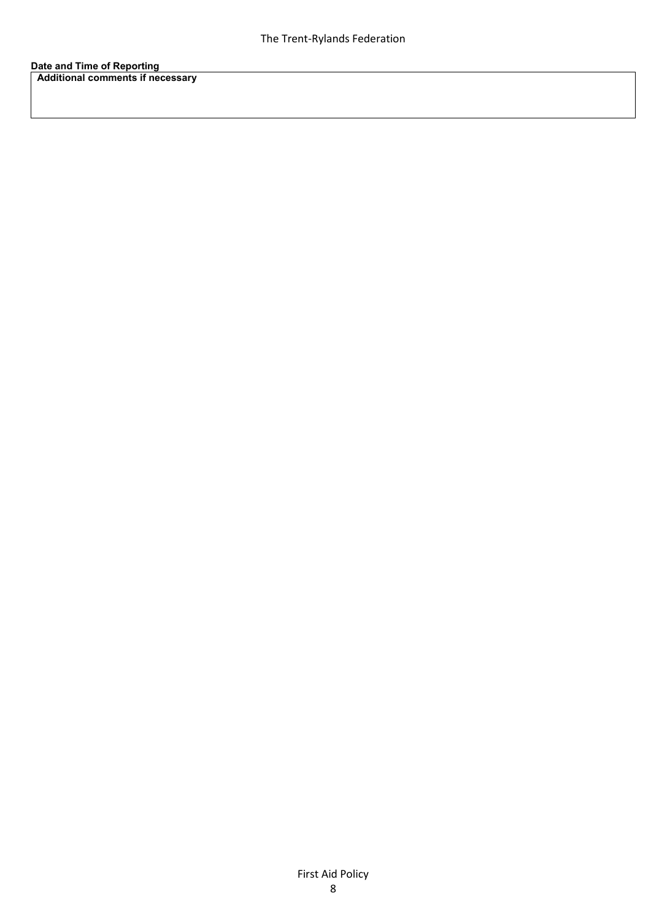**Date and Time of Reporting**

| **Additional comments if necessary** |
| --- |
| |